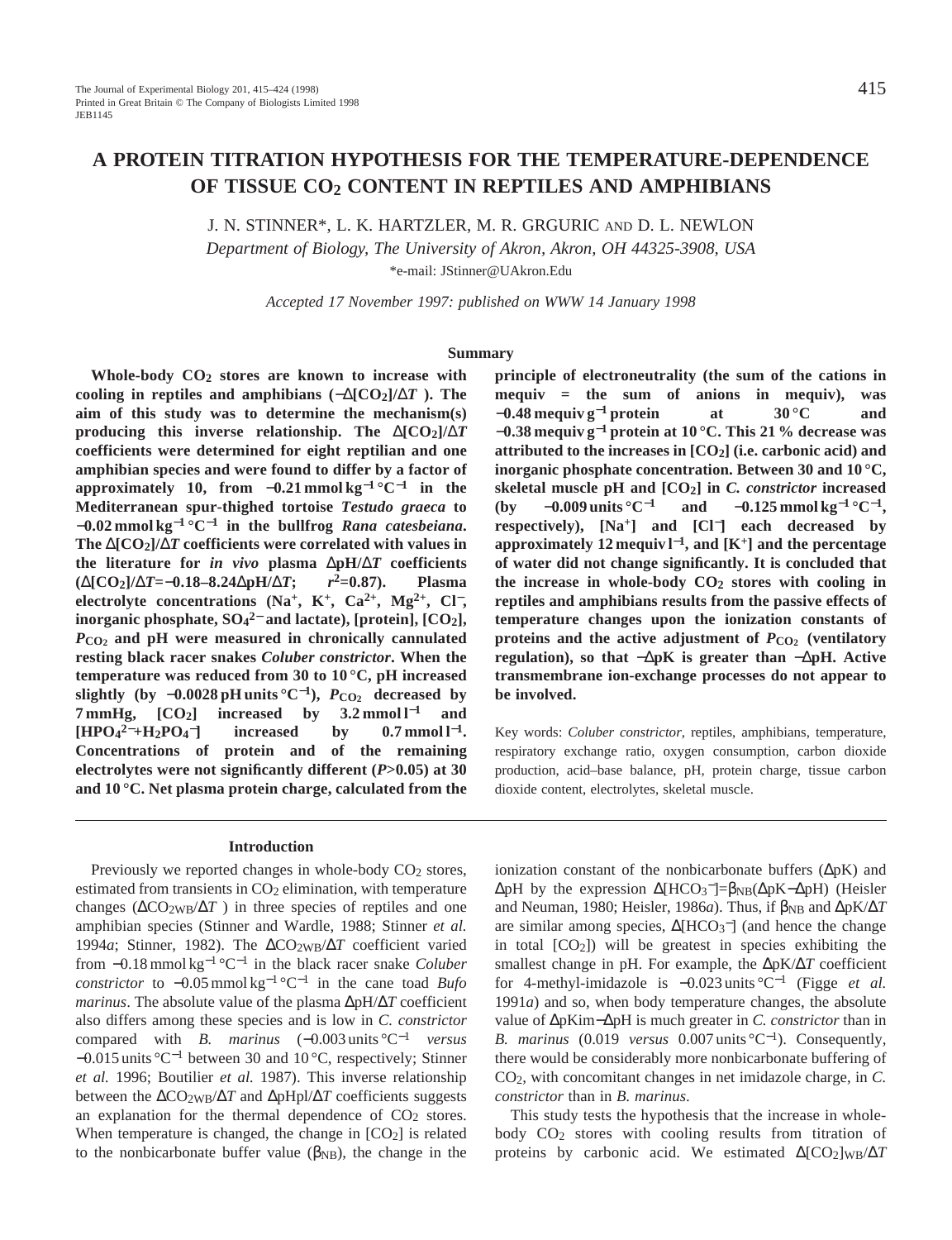# A PROTEIN TITRATION HYPOTHESIS FOR THE TEMPERATURE-DEPENDENCE OF TISSUE $CO_2$ CONTENT IN REPTILES AND AMPHIBIANS

J. N. STINNER*, L. K. HARTZLER, M. R. GRGURIC AND D. L. NEWLON

*Department of Biology, The University of Akron, Akron, OH 44325-3908, USA*

*e-mail: JStinner@UAkron.Edu

*Accepted 17 November 1997: published on WWW 14 January 1998*

## Summary

**Whole-body $CO_2$ stores are known to increase with cooling in reptiles and amphibians ($-\Delta[CO_2]/\Delta T$ ). The aim of this study was to determine the mechanism(s) producing this inverse relationship. The $\Delta[CO_2]/\Delta T$ coefficients were determined for eight reptilian and one amphibian species and were found to differ by a factor of approximately 10, from $-0.21\,mmol\,kg^{-1}\,°C^{-1}$ in the Mediterranean spur-thighed tortoise *Testudo graeca* to $-0.02\,mmol\,kg^{-1}\,°C^{-1}$ in the bullfrog *Rana catesbeiana*. The $\Delta[CO_2]/\Delta T$ coefficients were correlated with values in the literature for *in vivo* plasma $\Delta pH/\Delta T$ coefficients ($\Delta[CO_2]/\Delta T=-0.18–8.24\Delta pH/\Delta T$; $r^2=0.87$). Plasma electrolyte concentrations ($Na^+$, $K^+$, $Ca^{2+}$, $Mg^{2+}$, $Cl^-$, inorganic phosphate, $SO_4^{2-}$ and lactate), [protein], [$CO_2$], $P_{CO_2}$ and pH were measured in chronically cannulated resting black racer snakes *Coluber constrictor*. When the temperature was reduced from 30 to 10 °C, pH increased slightly (by $-0.0028$ pH units $°C^{-1}$), $P_{CO_2}$ decreased by 7 mmHg, [$CO_2$] increased by $3.2\,mmol\,l^{-1}$ and [$HPO_4^{2-}$+$H_2PO_4^-$] increased by $0.7\,mmol\,l^{-1}$. Concentrations of protein and of the remaining electrolytes were not significantly different ($P>0.05$) at 30 and 10 °C. Net plasma protein charge, calculated from the principle of electroneutrality (the sum of the cations in mequiv = the sum of anions in mequiv), was $-0.48\,mequiv\,g^{-1}$ protein at 30 °C and $-0.38\,mequiv\,g^{-1}$ protein at 10 °C. This 21 % decrease was attributed to the increases in [$CO_2$] (i.e. carbonic acid) and inorganic phosphate concentration. Between 30 and 10 °C, skeletal muscle pH and [$CO_2$] in *C. constrictor* increased (by $-0.009$ units $°C^{-1}$ and $-0.125\,mmol\,kg^{-1}\,°C^{-1}$, respectively), [$Na^+$] and [$Cl^-$] each decreased by approximately $12\,mequiv\,l^{-1}$, and [$K^+$] and the percentage of water did not change significantly. It is concluded that the increase in whole-body $CO_2$ stores with cooling in reptiles and amphibians results from the passive effects of temperature changes upon the ionization constants of proteins and the active adjustment of $P_{CO_2}$ (ventilatory regulation), so that $-\Delta pK$ is greater than $-\Delta pH$. Active transmembrane ion-exchange processes do not appear to be involved.**

Key words: *Coluber constrictor*, reptiles, amphibians, temperature, respiratory exchange ratio, oxygen consumption, carbon dioxide production, acid–base balance, pH, protein charge, tissue carbon dioxide content, electrolytes, skeletal muscle.

## Introduction

Previously we reported changes in whole-body $CO_2$ stores, estimated from transients in $CO_2$ elimination, with temperature changes ($\Delta CO_{2WB}/\Delta T$ ) in three species of reptiles and one amphibian species (Stinner and Wardle, 1988; Stinner *et al.* 1994*a*; Stinner, 1982). The $\Delta CO_{2WB}/\Delta T$ coefficient varied from $-0.18\,mmol\,kg^{-1}\,°C^{-1}$ in the black racer snake *Coluber constrictor* to $-0.05\,mmol\,kg^{-1}\,°C^{-1}$ in the cane toad *Bufo marinus*. The absolute value of the plasma $\Delta pH/\Delta T$ coefficient also differs among these species and is low in *C. constrictor* compared with *B. marinus* ($-0.003$ units $°C^{-1}$ *versus* $-0.015$ units $°C^{-1}$ between 30 and 10 °C, respectively; Stinner *et al.* 1996; Boutilier *et al.* 1987). This inverse relationship between the $\Delta CO_{2WB}/\Delta T$ and $\Delta pHpl/\Delta T$ coefficients suggests an explanation for the thermal dependence of $CO_2$ stores. When temperature is changed, the change in [$CO_2$] is related to the nonbicarbonate buffer value ($\beta_{NB}$), the change in the ionization constant of the nonbicarbonate buffers ($\Delta pK$) and $\Delta pH$ by the expression $\Delta[HCO_3^-]=\beta_{NB}(\Delta pK-\Delta pH)$ (Heisler and Neuman, 1980; Heisler, 1986*a*). Thus, if $\beta_{NB}$ and $\Delta pK/\Delta T$ are similar among species, $\Delta[HCO_3^-]$ (and hence the change in total [$CO_2$]) will be greatest in species exhibiting the smallest change in pH. For example, the $\Delta pK/\Delta T$ coefficient for 4-methyl-imidazole is $-0.023$ units $°C^{-1}$ (Figge *et al.* 1991*a*) and so, when body temperature changes, the absolute value of $\Delta pKim-\Delta pH$ is much greater in *C. constrictor* than in *B. marinus* (0.019 *versus* 0.007 units $°C^{-1}$). Consequently, there would be considerably more nonbicarbonate buffering of $CO_2$, with concomitant changes in net imidazole charge, in *C. constrictor* than in *B. marinus*.

This study tests the hypothesis that the increase in whole-body $CO_2$ stores with cooling results from titration of proteins by carbonic acid. We estimated $\Delta[CO_2]_{WB}/\Delta T$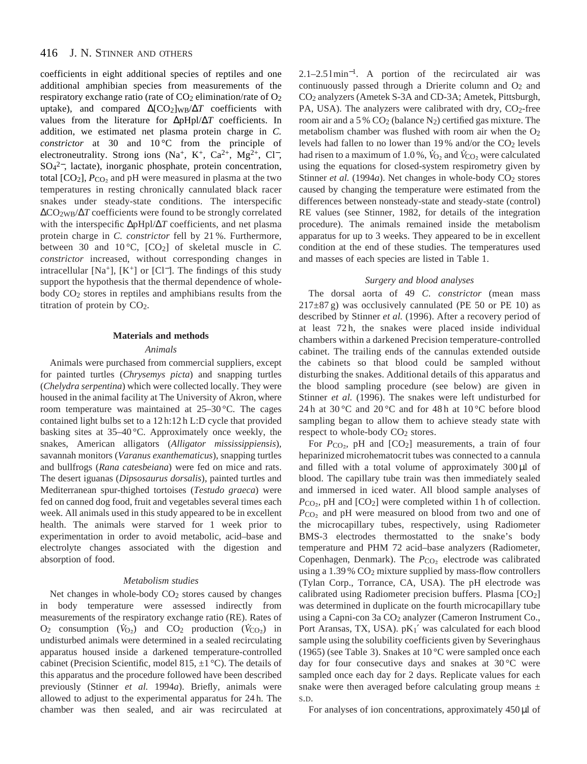coefficients in eight additional species of reptiles and one additional amphibian species from measurements of the respiratory exchange ratio (rate of $CO_2$ elimination/rate of $O_2$ uptake), and compared $\Delta[CO_2]_{WB}/\Delta T$ coefficients with values from the literature for $\Delta$pHpl/$\Delta T$ coefficients. In addition, we estimated net plasma protein charge in *C. constrictor* at 30 and 10 °C from the principle of electroneutrality. Strong ions ($Na^+$, $K^+$, $Ca^{2+}$, $Mg^{2+}$, $Cl^-$, $SO_4{}^{2-}$, lactate), inorganic phosphate, protein concentration, total [$CO_2$], $P_{CO_2}$ and pH were measured in plasma at the two temperatures in resting chronically cannulated black racer snakes under steady-state conditions. The interspecific $\Delta CO_{2WB}/\Delta T$ coefficients were found to be strongly correlated with the interspecific $\Delta$pHpl/$\Delta T$ coefficients, and net plasma protein charge in *C. constrictor* fell by 21 %. Furthermore, between 30 and 10 °C, [$CO_2$] of skeletal muscle in *C. constrictor* increased, without corresponding changes in intracellular [$Na^+$], [$K^+$] or [$Cl^-$]. The findings of this study support the hypothesis that the thermal dependence of whole-body $CO_2$ stores in reptiles and amphibians results from the titration of protein by $CO_2$.

## Materials and methods

### *Animals*

Animals were purchased from commercial suppliers, except for painted turtles (*Chrysemys picta*) and snapping turtles (*Chelydra serpentina*) which were collected locally. They were housed in the animal facility at The University of Akron, where room temperature was maintained at 25–30 °C. The cages contained light bulbs set to a 12 h:12 h L:D cycle that provided basking sites at 35–40 °C. Approximately once weekly, the snakes, American alligators (*Alligator mississippiensis*), savannah monitors (*Varanus exanthematicus*), snapping turtles and bullfrogs (*Rana catesbeiana*) were fed on mice and rats. The desert iguanas (*Dipsosaurus dorsalis*), painted turtles and Mediterranean spur-thighed tortoises (*Testudo graeca*) were fed on canned dog food, fruit and vegetables several times each week. All animals used in this study appeared to be in excellent health. The animals were starved for 1 week prior to experimentation in order to avoid metabolic, acid–base and electrolyte changes associated with the digestion and absorption of food.

### *Metabolism studies*

Net changes in whole-body $CO_2$ stores caused by changes in body temperature were assessed indirectly from measurements of the respiratory exchange ratio (RE). Rates of $O_2$ consumption ($\dot{V}_{O_2}$) and $CO_2$ production ($\dot{V}_{CO_2}$) in undisturbed animals were determined in a sealed recirculating apparatus housed inside a darkened temperature-controlled cabinet (Precision Scientific, model 815, ±1 °C). The details of this apparatus and the procedure followed have been described previously (Stinner *et al.* 1994*a*). Briefly, animals were allowed to adjust to the experimental apparatus for 24 h. The chamber was then sealed, and air was recirculated at 2.1–2.5 l min$^{-1}$. A portion of the recirculated air was continuously passed through a Drierite column and $O_2$ and $CO_2$ analyzers (Ametek S-3A and CD-3A; Ametek, Pittsburgh, PA, USA). The analyzers were calibrated with dry, $CO_2$-free room air and a 5 % $CO_2$ (balance $N_2$) certified gas mixture. The metabolism chamber was flushed with room air when the $O_2$ levels had fallen to no lower than 19 % and/or the $CO_2$ levels had risen to a maximum of 1.0 %. $\dot{V}_{O_2}$ and $\dot{V}_{CO_2}$ were calculated using the equations for closed-system respirometry given by Stinner *et al.* (1994*a*). Net changes in whole-body $CO_2$ stores caused by changing the temperature were estimated from the differences between nonsteady-state and steady-state (control) RE values (see Stinner, 1982, for details of the integration procedure). The animals remained inside the metabolism apparatus for up to 3 weeks. They appeared to be in excellent condition at the end of these studies. The temperatures used and masses of each species are listed in Table 1.

### *Surgery and blood analyses*

The dorsal aorta of 49 *C. constrictor* (mean mass 217±87 g) was occlusively cannulated (PE 50 or PE 10) as described by Stinner *et al.* (1996). After a recovery period of at least 72 h, the snakes were placed inside individual chambers within a darkened Precision temperature-controlled cabinet. The trailing ends of the cannulas extended outside the cabinets so that blood could be sampled without disturbing the snakes. Additional details of this apparatus and the blood sampling procedure (see below) are given in Stinner *et al.* (1996). The snakes were left undisturbed for 24 h at 30 °C and 20 °C and for 48 h at 10 °C before blood sampling began to allow them to achieve steady state with respect to whole-body $CO_2$ stores.

For $P_{CO_2}$, pH and [$CO_2$] measurements, a train of four heparinized microhematocrit tubes was connected to a cannula and filled with a total volume of approximately 300 µl of blood. The capillary tube train was then immediately sealed and immersed in iced water. All blood sample analyses of $P_{CO_2}$, pH and [$CO_2$] were completed within 1 h of collection. $P_{CO_2}$ and pH were measured on blood from two and one of the microcapillary tubes, respectively, using Radiometer BMS-3 electrodes thermostatted to the snake's body temperature and PHM 72 acid–base analyzers (Radiometer, Copenhagen, Denmark). The $P_{CO_2}$ electrode was calibrated using a 1.39 % $CO_2$ mixture supplied by mass-flow controllers (Tylan Corp., Torrance, CA, USA). The pH electrode was calibrated using Radiometer precision buffers. Plasma [$CO_2$] was determined in duplicate on the fourth microcapillary tube using a Capni-con 3a $CO_2$ analyzer (Cameron Instrument Co., Port Aransas, TX, USA). $pK_1'$ was calculated for each blood sample using the solubility coefficients given by Severinghaus (1965) (see Table 3). Snakes at 10 °C were sampled once each day for four consecutive days and snakes at 30 °C were sampled once each day for 2 days. Replicate values for each snake were then averaged before calculating group means ± S.D.

For analyses of ion concentrations, approximately 450 µl of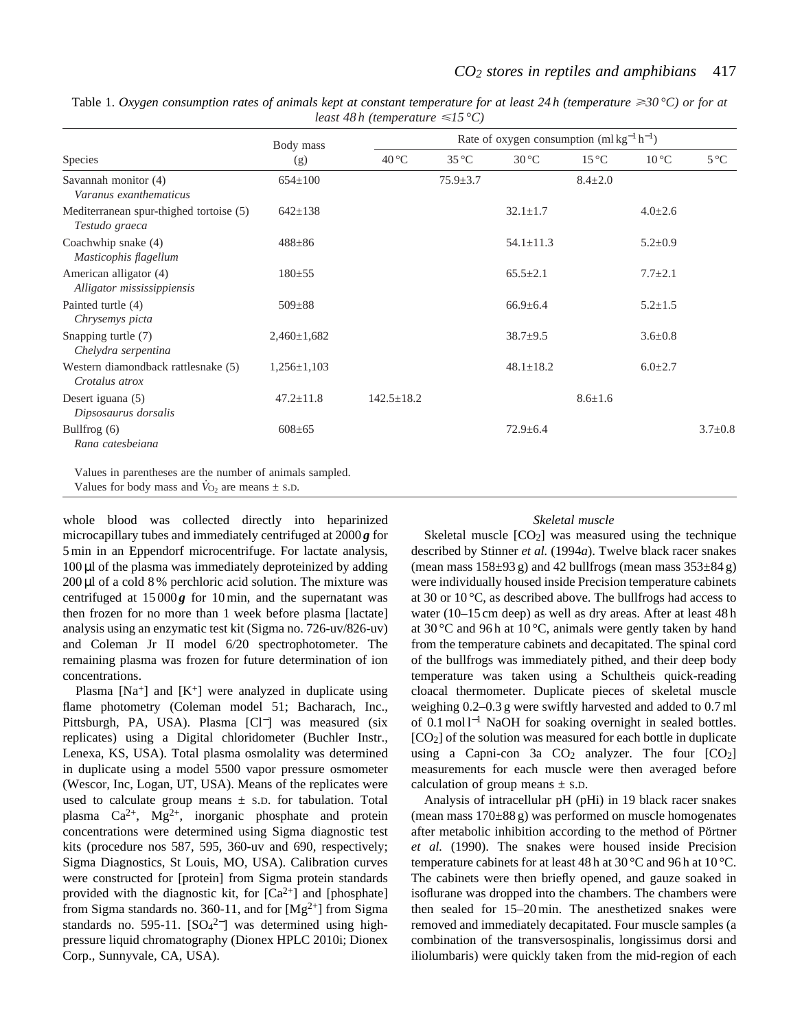Table 1. *Oxygen consumption rates of animals kept at constant temperature for at least 24 h (temperature ⩾30 °C) or for at least 48 h (temperature ⩽15 °C)*

| Species | Body mass (g) | Rate of oxygen consumption ($ml\,kg^{-1}\,h^{-1}$) | | | | | |
|---|---|---|---|---|---|---|---|
| | | 40 °C | 35 °C | 30 °C | 15 °C | 10 °C | 5 °C |
| Savannah monitor (4) *Varanus exanthematicus* | 654±100 | | 75.9±3.7 | | 8.4±2.0 | | |
| Mediterranean spur-thighed tortoise (5) *Testudo graeca* | 642±138 | | | 32.1±1.7 | | 4.0±2.6 | |
| Coachwhip snake (4) *Masticophis flagellum* | 488±86 | | | 54.1±11.3 | | 5.2±0.9 | |
| American alligator (4) *Alligator mississippiensis* | 180±55 | | | 65.5±2.1 | | 7.7±2.1 | |
| Painted turtle (4) *Chrysemys picta* | 509±88 | | | 66.9±6.4 | | 5.2±1.5 | |
| Snapping turtle (7) *Chelydra serpentina* | 2,460±1,682 | | | 38.7±9.5 | | 3.6±0.8 | |
| Western diamondback rattlesnake (5) *Crotalus atrox* | 1,256±1,103 | | | 48.1±18.2 | | 6.0±2.7 | |
| Desert iguana (5) *Dipsosaurus dorsalis* | 47.2±11.8 | 142.5±18.2 | | | 8.6±1.6 | | |
| Bullfrog (6) *Rana catesbeiana* | 608±65 | | | 72.9±6.4 | | | 3.7±0.8 |

Values in parentheses are the number of animals sampled.
Values for body mass and $\dot{V}_{O_2}$ are means ± S.D.

whole blood was collected directly into heparinized microcapillary tubes and immediately centrifuged at 2000 ***g*** for 5 min in an Eppendorf microcentrifuge. For lactate analysis, 100 µl of the plasma was immediately deproteinized by adding 200 µl of a cold 8 % perchloric acid solution. The mixture was centrifuged at 15 000 ***g*** for 10 min, and the supernatant was then frozen for no more than 1 week before plasma [lactate] analysis using an enzymatic test kit (Sigma no. 726-uv/826-uv) and Coleman Jr II model 6/20 spectrophotometer. The remaining plasma was frozen for future determination of ion concentrations.

Plasma [$Na^+$] and [$K^+$] were analyzed in duplicate using flame photometry (Coleman model 51; Bacharach, Inc., Pittsburgh, PA, USA). Plasma [$Cl^-$] was measured (six replicates) using a Digital chloridometer (Buchler Instr., Lenexa, KS, USA). Total plasma osmolality was determined in duplicate using a model 5500 vapor pressure osmometer (Wescor, Inc, Logan, UT, USA). Means of the replicates were used to calculate group means ± S.D. for tabulation. Total plasma $Ca^{2+}$, $Mg^{2+}$, inorganic phosphate and protein concentrations were determined using Sigma diagnostic test kits (procedure nos 587, 595, 360-uv and 690, respectively; Sigma Diagnostics, St Louis, MO, USA). Calibration curves were constructed for [protein] from Sigma protein standards provided with the diagnostic kit, for [$Ca^{2+}$] and [phosphate] from Sigma standards no. 360-11, and for [$Mg^{2+}$] from Sigma standards no. 595-11. [$SO_4^{2-}$] was determined using high-pressure liquid chromatography (Dionex HPLC 2010i; Dionex Corp., Sunnyvale, CA, USA).

### *Skeletal muscle*

Skeletal muscle [$CO_2$] was measured using the technique described by Stinner *et al.* (1994*a*). Twelve black racer snakes (mean mass 158±93 g) and 42 bullfrogs (mean mass 353±84 g) were individually housed inside Precision temperature cabinets at 30 or 10 °C, as described above. The bullfrogs had access to water (10–15 cm deep) as well as dry areas. After at least 48 h at 30 °C and 96 h at 10 °C, animals were gently taken by hand from the temperature cabinets and decapitated. The spinal cord of the bullfrogs was immediately pithed, and their deep body temperature was taken using a Schultheis quick-reading cloacal thermometer. Duplicate pieces of skeletal muscle weighing 0.2–0.3 g were swiftly harvested and added to 0.7 ml of 0.1 mol $l^{-1}$ NaOH for soaking overnight in sealed bottles. [$CO_2$] of the solution was measured for each bottle in duplicate using a Capni-con 3a $CO_2$ analyzer. The four [$CO_2$] measurements for each muscle were then averaged before calculation of group means ± S.D.

Analysis of intracellular pH (pHi) in 19 black racer snakes (mean mass 170±88 g) was performed on muscle homogenates after metabolic inhibition according to the method of Pörtner *et al.* (1990). The snakes were housed inside Precision temperature cabinets for at least 48 h at 30 °C and 96 h at 10 °C. The cabinets were then briefly opened, and gauze soaked in isoflurane was dropped into the chambers. The chambers were then sealed for 15–20 min. The anesthetized snakes were removed and immediately decapitated. Four muscle samples (a combination of the transversospinalis, longissimus dorsi and iliolumbaris) were quickly taken from the mid-region of each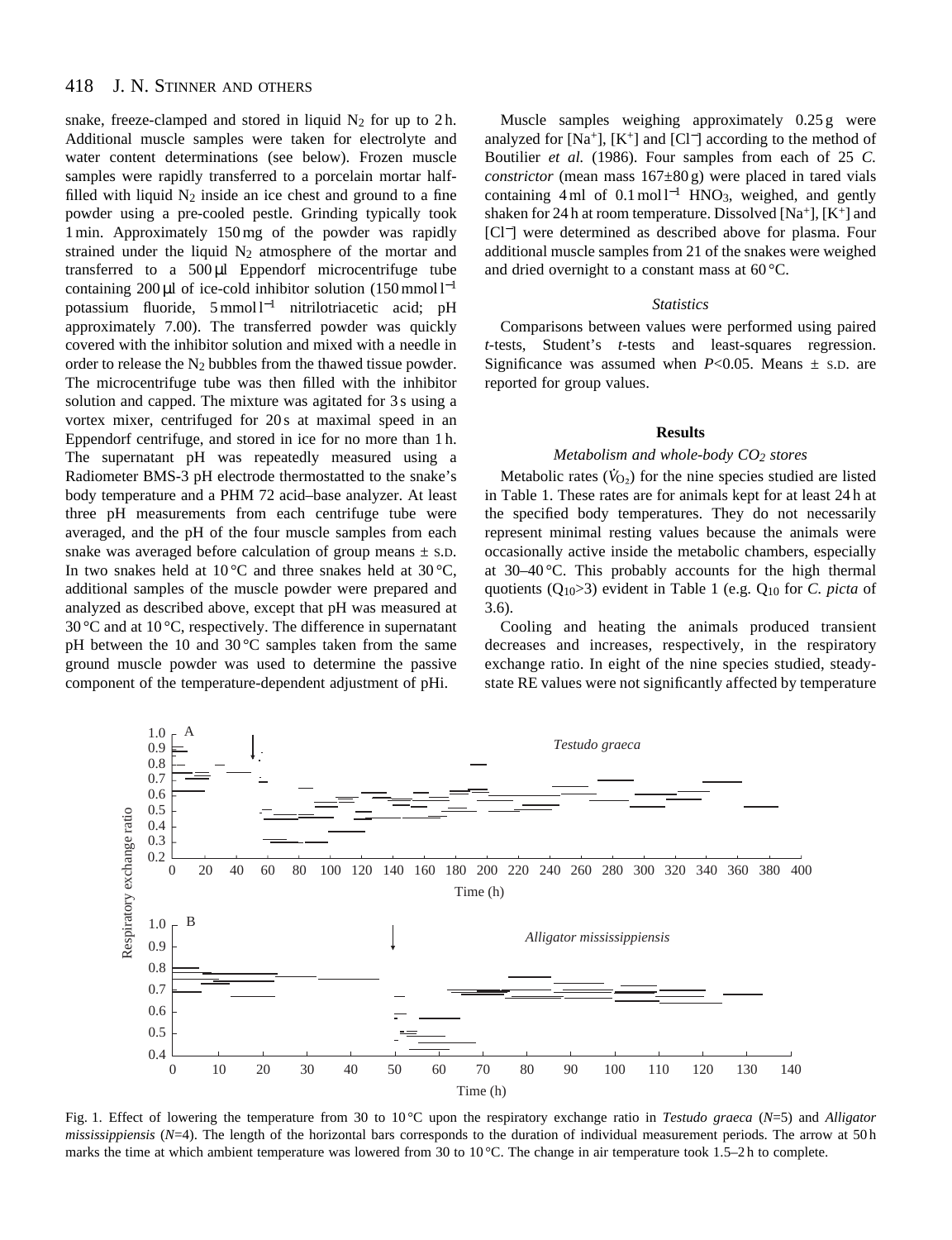snake, freeze-clamped and stored in liquid $N_2$ for up to 2 h. Additional muscle samples were taken for electrolyte and water content determinations (see below). Frozen muscle samples were rapidly transferred to a porcelain mortar half-filled with liquid $N_2$ inside an ice chest and ground to a fine powder using a pre-cooled pestle. Grinding typically took 1 min. Approximately 150 mg of the powder was rapidly strained under the liquid $N_2$ atmosphere of the mortar and transferred to a 500 µl Eppendorf microcentrifuge tube containing 200 µl of ice-cold inhibitor solution (150 mmol l$^{-1}$ potassium fluoride, 5 mmol l$^{-1}$ nitrilotriacetic acid; pH approximately 7.00). The transferred powder was quickly covered with the inhibitor solution and mixed with a needle in order to release the $N_2$ bubbles from the thawed tissue powder. The microcentrifuge tube was then filled with the inhibitor solution and capped. The mixture was agitated for 3 s using a vortex mixer, centrifuged for 20 s at maximal speed in an Eppendorf centrifuge, and stored in ice for no more than 1 h. The supernatant pH was repeatedly measured using a Radiometer BMS-3 pH electrode thermostatted to the snake's body temperature and a PHM 72 acid–base analyzer. At least three pH measurements from each centrifuge tube were averaged, and the pH of the four muscle samples from each snake was averaged before calculation of group means ± S.D. In two snakes held at 10 °C and three snakes held at 30 °C, additional samples of the muscle powder were prepared and analyzed as described above, except that pH was measured at 30 °C and at 10 °C, respectively. The difference in supernatant pH between the 10 and 30 °C samples taken from the same ground muscle powder was used to determine the passive component of the temperature-dependent adjustment of pHi.

Muscle samples weighing approximately 0.25 g were analyzed for [$Na^+$], [$K^+$] and [$Cl^-$] according to the method of Boutilier *et al.* (1986). Four samples from each of 25 *C. constrictor* (mean mass 167±80 g) were placed in tared vials containing 4 ml of 0.1 mol l$^{-1}$ $HNO_3$, weighed, and gently shaken for 24 h at room temperature. Dissolved [$Na^+$], [$K^+$] and [$Cl^-$] were determined as described above for plasma. Four additional muscle samples from 21 of the snakes were weighed and dried overnight to a constant mass at 60 °C.

### *Statistics*

Comparisons between values were performed using paired *t*-tests, Student's *t*-tests and least-squares regression. Significance was assumed when $P<0.05$. Means ± S.D. are reported for group values.

## Results

### *Metabolism and whole-body $CO_2$ stores*

Metabolic rates ($\dot{V}_{O_2}$) for the nine species studied are listed in Table 1. These rates are for animals kept for at least 24 h at the specified body temperatures. They do not necessarily represent minimal resting values because the animals were occasionally active inside the metabolic chambers, especially at 30–40 °C. This probably accounts for the high thermal quotients ($Q_{10}>3$) evident in Table 1 (e.g. $Q_{10}$ for *C. picta* of 3.6).

Cooling and heating the animals produced transient decreases and increases, respectively, in the respiratory exchange ratio. In eight of the nine species studied, steady-state RE values were not significantly affected by temperature

Fig. 1. Effect of lowering the temperature from 30 to 10 °C upon the respiratory exchange ratio in *Testudo graeca* ($N$=5) and *Alligator mississippiensis* ($N$=4). The length of the horizontal bars corresponds to the duration of individual measurement periods. The arrow at 50 h marks the time at which ambient temperature was lowered from 30 to 10 °C. The change in air temperature took 1.5–2 h to complete.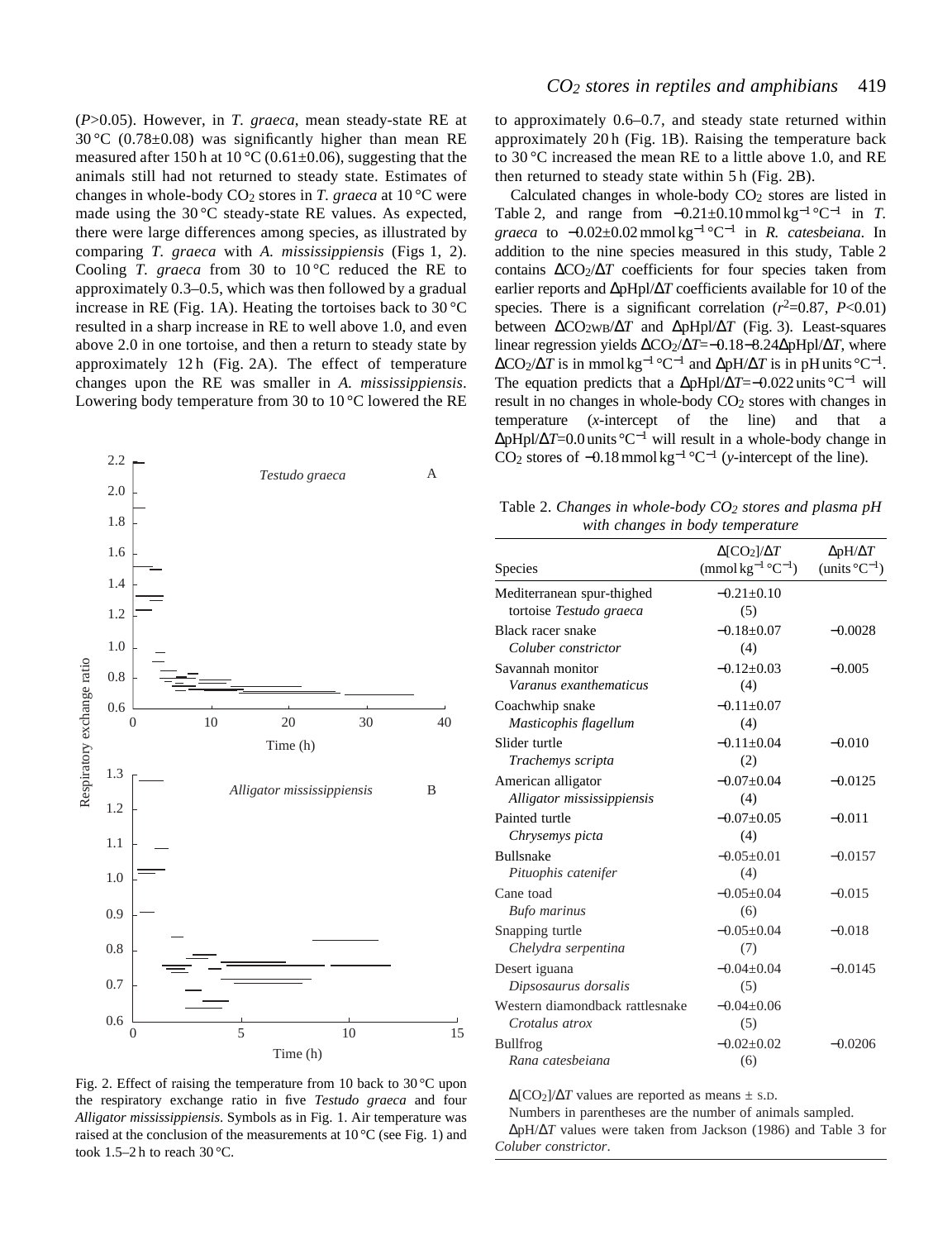($P$>0.05). However, in *T. graeca*, mean steady-state RE at 30 °C (0.78±0.08) was significantly higher than mean RE measured after 150 h at 10 °C (0.61±0.06), suggesting that the animals still had not returned to steady state. Estimates of changes in whole-body $CO_2$ stores in *T. graeca* at 10 °C were made using the 30 °C steady-state RE values. As expected, there were large differences among species, as illustrated by comparing *T. graeca* with *A. mississippiensis* (Figs 1, 2). Cooling *T. graeca* from 30 to 10 °C reduced the RE to approximately 0.3–0.5, which was then followed by a gradual increase in RE (Fig. 1A). Heating the tortoises back to 30 °C resulted in a sharp increase in RE to well above 1.0, and even above 2.0 in one tortoise, and then a return to steady state by approximately 12 h (Fig. 2A). The effect of temperature changes upon the RE was smaller in *A. mississippiensis*. Lowering body temperature from 30 to 10 °C lowered the RE to approximately 0.6–0.7, and steady state returned within approximately 20 h (Fig. 1B). Raising the temperature back to 30 °C increased the mean RE to a little above 1.0, and RE then returned to steady state within 5 h (Fig. 2B).

Fig. 2. Effect of raising the temperature from 10 back to 30 °C upon the respiratory exchange ratio in five *Testudo graeca* and four *Alligator mississippiensis*. Symbols as in Fig. 1. Air temperature was raised at the conclusion of the measurements at 10 °C (see Fig. 1) and took 1.5–2 h to reach 30 °C.

Calculated changes in whole-body $CO_2$ stores are listed in Table 2, and range from $-0.21\pm0.10$ mmol kg$^{-1}$ °C$^{-1}$ in *T. graeca* to $-0.02\pm0.02$ mmol kg$^{-1}$ °C$^{-1}$ in *R. catesbeiana*. In addition to the nine species measured in this study, Table 2 contains $\Delta CO_2/\Delta T$ coefficients for four species taken from earlier reports and $\Delta pHpl/\Delta T$ coefficients available for 10 of the species. There is a significant correlation ($r^2$=0.87, $P$<0.01) between $\Delta CO_{2WB}/\Delta T$ and $\Delta pHpl/\Delta T$ (Fig. 3). Least-squares linear regression yields $\Delta CO_2/\Delta T = -0.18 - 8.24\Delta pHpl/\Delta T$, where $\Delta CO_2/\Delta T$ is in mmol kg$^{-1}$ °C$^{-1}$ and $\Delta pH/\Delta T$ is in pH units °C$^{-1}$. The equation predicts that a $\Delta pHpl/\Delta T = -0.022$ units °C$^{-1}$ will result in no changes in whole-body $CO_2$ stores with changes in temperature ($x$-intercept of the line) and that a $\Delta pHpl/\Delta T = 0.0$ units °C$^{-1}$ will result in a whole-body change in $CO_2$ stores of $-0.18$ mmol kg$^{-1}$ °C$^{-1}$ ($y$-intercept of the line).

Table 2. *Changes in whole-body $CO_2$ stores and plasma pH with changes in body temperature*

| Species | $\Delta[CO_2]/\Delta T$ (mmol kg$^{-1}$ °C$^{-1}$) | $\Delta pH/\Delta T$ (units °C$^{-1}$) |
|---|---|---|
| Mediterranean spur-thighed tortoise *Testudo graeca* | −0.21±0.10 (5) | |
| Black racer snake *Coluber constrictor* | −0.18±0.07 (4) | −0.0028 |
| Savannah monitor *Varanus exanthematicus* | −0.12±0.03 (4) | −0.005 |
| Coachwhip snake *Masticophis flagellum* | −0.11±0.07 (4) | |
| Slider turtle *Trachemys scripta* | −0.11±0.04 (2) | −0.010 |
| American alligator *Alligator mississippiensis* | −0.07±0.04 (4) | −0.0125 |
| Painted turtle *Chrysemys picta* | −0.07±0.05 (4) | −0.011 |
| Bullsnake *Pituophis catenifer* | −0.05±0.01 (4) | −0.0157 |
| Cane toad *Bufo marinus* | −0.05±0.04 (6) | −0.015 |
| Snapping turtle *Chelydra serpentina* | −0.05±0.04 (7) | −0.018 |
| Desert iguana *Dipsosaurus dorsalis* | −0.04±0.04 (5) | −0.0145 |
| Western diamondback rattlesnake *Crotalus atrox* | −0.04±0.06 (5) | |
| Bullfrog *Rana catesbeiana* | −0.02±0.02 (6) | −0.0206 |

$\Delta[CO_2]/\Delta T$ values are reported as means ± S.D.

Numbers in parentheses are the number of animals sampled.

$\Delta pH/\Delta T$ values were taken from Jackson (1986) and Table 3 for *Coluber constrictor*.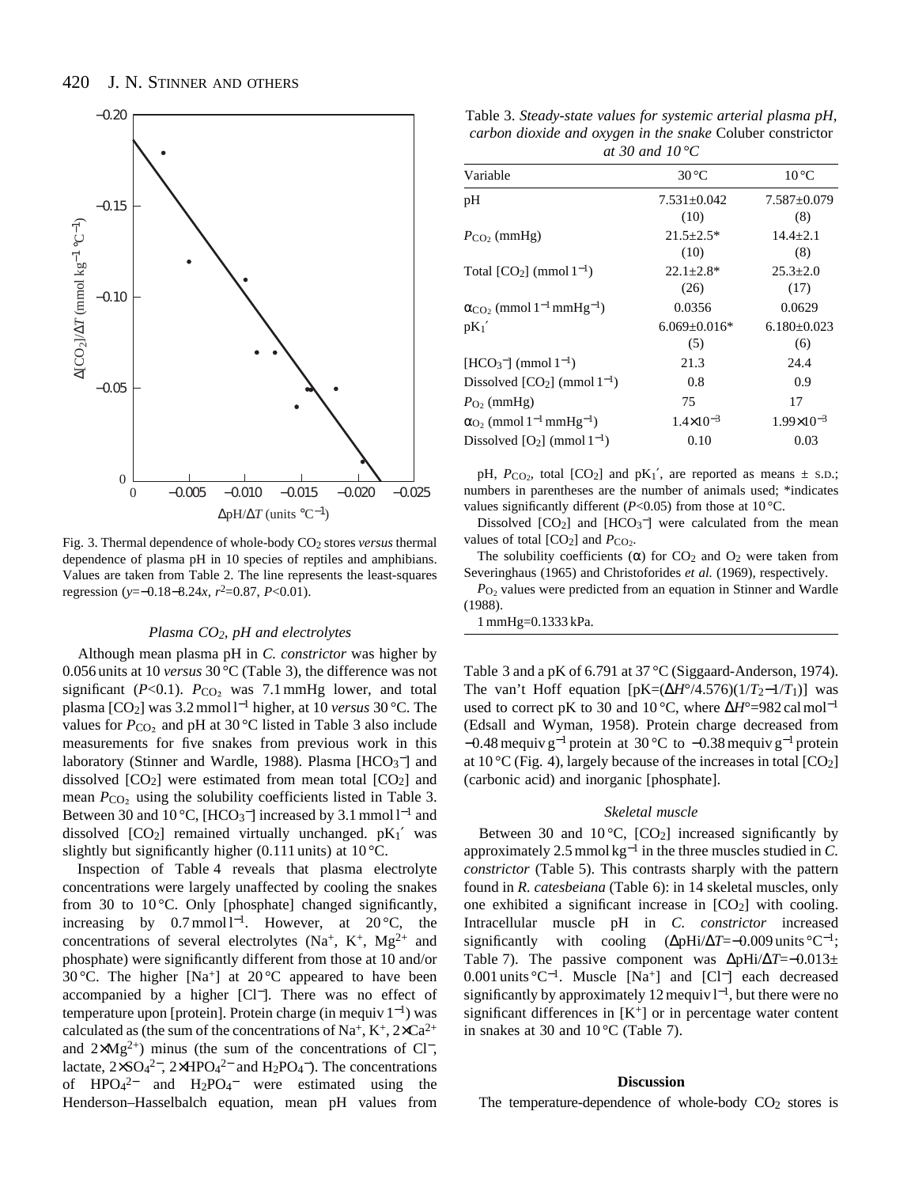Fig. 3. Thermal dependence of whole-body $CO_2$ stores *versus* thermal dependence of plasma pH in 10 species of reptiles and amphibians. Values are taken from Table 2. The line represents the least-squares regression ($y=-0.18-8.24x$, $r^2=0.87$, $P<0.01$).

### *Plasma $CO_2$, pH and electrolytes*

Although mean plasma pH in *C. constrictor* was higher by 0.056 units at 10 *versus* 30 °C (Table 3), the difference was not significant ($P<0.1$). $P_{CO_2}$ was 7.1 mmHg lower, and total plasma [$CO_2$] was 3.2 mmol l$^{-1}$ higher, at 10 *versus* 30 °C. The values for $P_{CO_2}$ and pH at 30 °C listed in Table 3 also include measurements for five snakes from previous work in this laboratory (Stinner and Wardle, 1988). Plasma [$HCO_3^-$] and dissolved [$CO_2$] were estimated from mean total [$CO_2$] and mean $P_{CO_2}$ using the solubility coefficients listed in Table 3. Between 30 and 10 °C, [$HCO_3^-$] increased by 3.1 mmol l$^{-1}$ and dissolved [$CO_2$] remained virtually unchanged. $pK_1'$ was slightly but significantly higher (0.111 units) at 10 °C.

Inspection of Table 4 reveals that plasma electrolyte concentrations were largely unaffected by cooling the snakes from 30 to 10 °C. Only [phosphate] changed significantly, increasing by 0.7 mmol l$^{-1}$. However, at 20 °C, the concentrations of several electrolytes ($Na^+$, $K^+$, $Mg^{2+}$ and phosphate) were significantly different from those at 10 and/or 30 °C. The higher [$Na^+$] at 20 °C appeared to have been accompanied by a higher [$Cl^-$]. There was no effect of temperature upon [protein]. Protein charge (in mequiv l$^{-1}$) was calculated as (the sum of the concentrations of $Na^+$, $K^+$, $2\times Ca^{2+}$ and $2\times Mg^{2+}$) minus (the sum of the concentrations of $Cl^-$, lactate, $2\times SO_4^{2-}$, $2\times HPO_4^{2-}$ and $H_2PO_4^-$). The concentrations of $HPO_4^{2-}$ and $H_2PO_4^-$ were estimated using the Henderson–Hasselbalch equation, mean pH values from Table 3 and a pK of 6.791 at 37 °C (Siggaard-Anderson, 1974). The van't Hoff equation [$pK=(\Delta H°/4.576)(1/T_2-1/T_1)$] was used to correct pK to 30 and 10 °C, where $\Delta H°=982$ cal mol$^{-1}$ (Edsall and Wyman, 1958). Protein charge decreased from $-0.48$ mequiv g$^{-1}$ protein at 30 °C to $-0.38$ mequiv g$^{-1}$ protein at 10 °C (Fig. 4), largely because of the increases in total [$CO_2$] (carbonic acid) and inorganic [phosphate].

Table 3. *Steady-state values for systemic arterial plasma pH, carbon dioxide and oxygen in the snake* Coluber constrictor *at 30 and 10 °C*

| Variable | 30 °C | 10 °C |
|---|---|---|
| pH | 7.531±0.042 (10) | 7.587±0.079 (8) |
| $P_{CO_2}$ (mmHg) | 21.5±2.5* (10) | 14.4±2.1 (8) |
| Total [$CO_2$] (mmol l$^{-1}$) | 22.1±2.8* (26) | 25.3±2.0 (17) |
| $\alpha_{CO_2}$ (mmol l$^{-1}$ mmHg$^{-1}$) | 0.0356 | 0.0629 |
| $pK_1'$ | 6.069±0.016* (5) | 6.180±0.023 (6) |
| [$HCO_3^-$] (mmol l$^{-1}$) | 21.3 | 24.4 |
| Dissolved [$CO_2$] (mmol l$^{-1}$) | 0.8 | 0.9 |
| $P_{O_2}$ (mmHg) | 75 | 17 |
| $\alpha_{O_2}$ (mmol l$^{-1}$ mmHg$^{-1}$) | $1.4\times10^{-3}$ | $1.99\times10^{-3}$ |
| Dissolved [$O_2$] (mmol l$^{-1}$) | 0.10 | 0.03 |

pH, $P_{CO_2}$, total [$CO_2$] and $pK_1'$, are reported as means ± S.D.; numbers in parentheses are the number of animals used; *indicates values significantly different ($P<0.05$) from those at 10 °C.

Dissolved [$CO_2$] and [$HCO_3^-$] were calculated from the mean values of total [$CO_2$] and $P_{CO_2}$.

The solubility coefficients ($\alpha$) for $CO_2$ and $O_2$ were taken from Severinghaus (1965) and Christofordes *et al.* (1969), respectively.

$P_{O_2}$ values were predicted from an equation in Stinner and Wardle (1988).

1 mmHg=0.1333 kPa.

### *Skeletal muscle*

Between 30 and 10 °C, [$CO_2$] increased significantly by approximately 2.5 mmol kg$^{-1}$ in the three muscles studied in *C. constrictor* (Table 5). This contrasts sharply with the pattern found in *R. catesbeiana* (Table 6): in 14 skeletal muscles, only one exhibited a significant increase in [$CO_2$] with cooling. Intracellular muscle pH in *C. constrictor* increased significantly with cooling ($\Delta pHi/\Delta T=-0.009$ units °C$^{-1}$; Table 7). The passive component was $\Delta pHi/\Delta T=-0.013\pm0.001$ units °C$^{-1}$. Muscle [$Na^+$] and [$Cl^-$] each decreased significantly by approximately 12 mequiv l$^{-1}$, but there were no significant differences in [$K^+$] or in percentage water content in snakes at 30 and 10 °C (Table 7).

## Discussion

The temperature-dependence of whole-body $CO_2$ stores is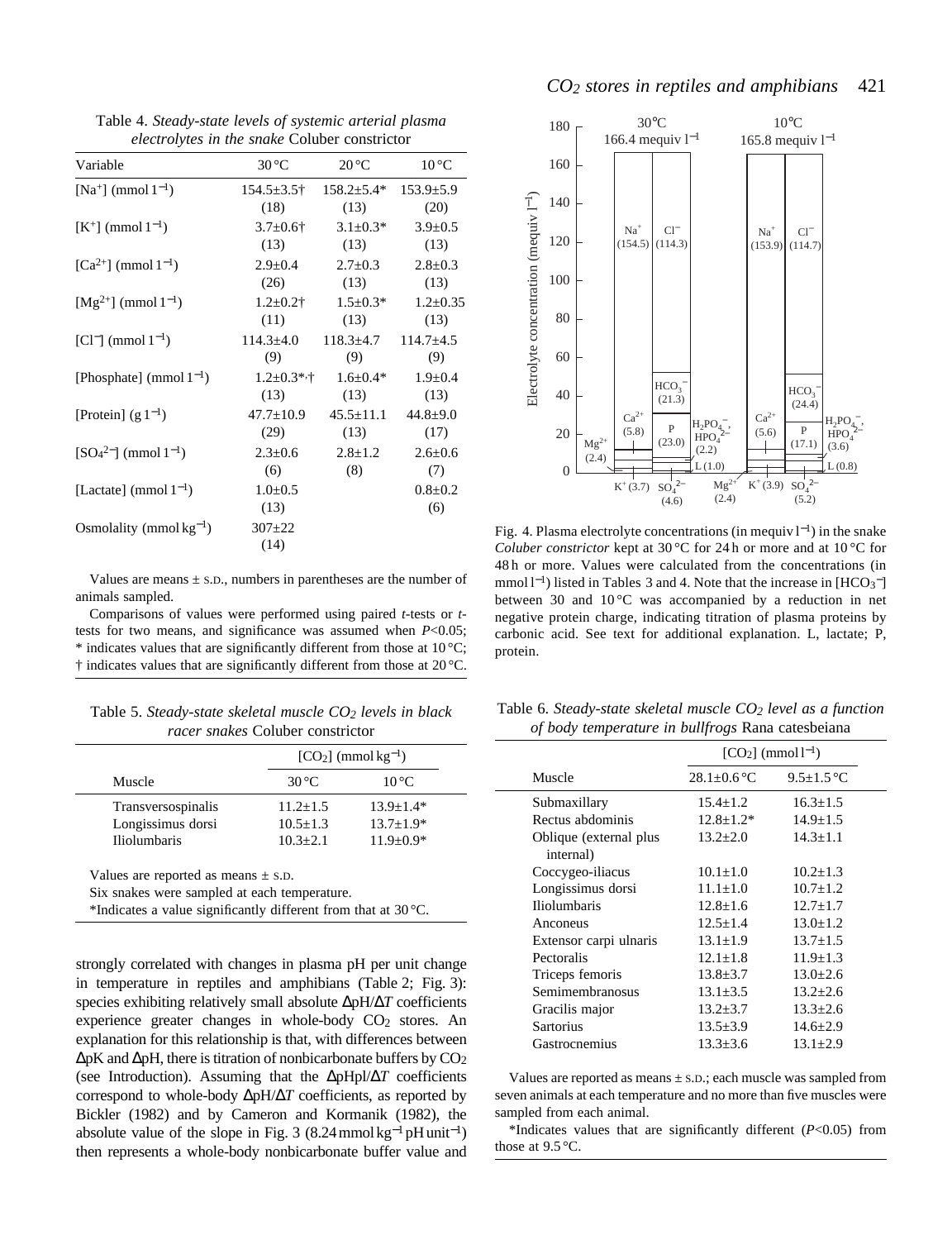Table 4. *Steady-state levels of systemic arterial plasma electrolytes in the snake* Coluber constrictor

| Variable | 30 °C | 20 °C | 10 °C |
|---|---|---|---|
| $[Na^+]$ (mmol $l^{-1}$) | 154.5±3.5† (18) | 158.2±5.4* (13) | 153.9±5.9 (20) |
| $[K^+]$ (mmol $l^{-1}$) | 3.7±0.6† (13) | 3.1±0.3* (13) | 3.9±0.5 (13) |
| $[Ca^{2+}]$ (mmol $l^{-1}$) | 2.9±0.4 (26) | 2.7±0.3 (13) | 2.8±0.3 (13) |
| $[Mg^{2+}]$ (mmol $l^{-1}$) | 1.2±0.2† (11) | 1.5±0.3* (13) | 1.2±0.35 (13) |
| $[Cl^-]$ (mmol $l^{-1}$) | 114.3±4.0 (9) | 118.3±4.7 (9) | 114.7±4.5 (9) |
| [Phosphate] (mmol $l^{-1}$) | 1.2±0.3*,† (13) | 1.6±0.4* (13) | 1.9±0.4 (13) |
| [Protein] (g $l^{-1}$) | 47.7±10.9 (29) | 45.5±11.1 (13) | 44.8±9.0 (17) |
| $[SO_4^{2-}]$ (mmol $l^{-1}$) | 2.3±0.6 (6) | 2.8±1.2 (8) | 2.6±0.6 (7) |
| [Lactate] (mmol $l^{-1}$) | 1.0±0.5 (13) | | 0.8±0.2 (6) |
| Osmolality (mmol $kg^{-1}$) | 307±22 (14) | | |

Values are means ± S.D., numbers in parentheses are the number of animals sampled.

Comparisons of values were performed using paired *t*-tests or *t*-tests for two means, and significance was assumed when $P<0.05$; * indicates values that are significantly different from those at 10 °C; † indicates values that are significantly different from those at 20 °C.

Table 5. *Steady-state skeletal muscle $CO_2$ levels in black racer snakes* Coluber constrictor

| Muscle | $[CO_2]$ (mmol $kg^{-1}$) 30 °C | 10 °C |
|---|---|---|
| Transversospinalis | 11.2±1.5 | 13.9±1.4* |
| Longissimus dorsi | 10.5±1.3 | 13.7±1.9* |
| Iliolumbaris | 10.3±2.1 | 11.9±0.9* |

Values are reported as means ± S.D.
Six snakes were sampled at each temperature.
*Indicates a value significantly different from that at 30 °C.

strongly correlated with changes in plasma pH per unit change in temperature in reptiles and amphibians (Table 2; Fig. 3): species exhibiting relatively small absolute $\Delta pH/\Delta T$ coefficients experience greater changes in whole-body $CO_2$ stores. An explanation for this relationship is that, with differences between $\Delta pK$ and $\Delta pH$, there is titration of nonbicarbonate buffers by $CO_2$ (see Introduction). Assuming that the $\Delta pHpl/\Delta T$ coefficients correspond to whole-body $\Delta pH/\Delta T$ coefficients, as reported by Bickler (1982) and by Cameron and Kormanik (1982), the absolute value of the slope in Fig. 3 (8.24 mmol $kg^{-1}$ pH $unit^{-1}$) then represents a whole-body nonbicarbonate buffer value and

Fig. 4. Plasma electrolyte concentrations (in mequiv $l^{-1}$) in the snake *Coluber constrictor* kept at 30 °C for 24 h or more and at 10 °C for 48 h or more. Values were calculated from the concentrations (in mmol $l^{-1}$) listed in Tables 3 and 4. Note that the increase in $[HCO_3^-]$ between 30 and 10 °C was accompanied by a reduction in net negative protein charge, indicating titration of plasma proteins by carbonic acid. See text for additional explanation. L, lactate; P, protein.

Table 6. *Steady-state skeletal muscle $CO_2$ level as a function of body temperature in bullfrogs* Rana catesbeiana

| Muscle | $[CO_2]$ (mmol $l^{-1}$) 28.1±0.6 °C | 9.5±1.5 °C |
|---|---|---|
| Submaxillary | 15.4±1.2 | 16.3±1.5 |
| Rectus abdominis | 12.8±1.2* | 14.9±1.5 |
| Oblique (external plus internal) | 13.2±2.0 | 14.3±1.1 |
| Coccygeo-iliacus | 10.1±1.0 | 10.2±1.3 |
| Longissimus dorsi | 11.1±1.0 | 10.7±1.2 |
| Iliolumbaris | 12.8±1.6 | 12.7±1.7 |
| Anconeus | 12.5±1.4 | 13.0±1.2 |
| Extensor carpi ulnaris | 13.1±1.9 | 13.7±1.5 |
| Pectoralis | 12.1±1.8 | 11.9±1.3 |
| Triceps femoris | 13.8±3.7 | 13.0±2.6 |
| Semimembranosus | 13.1±3.5 | 13.2±2.6 |
| Gracilis major | 13.2±3.7 | 13.3±2.6 |
| Sartorius | 13.5±3.9 | 14.6±2.9 |
| Gastrocnemius | 13.3±3.6 | 13.1±2.9 |

Values are reported as means ± S.D.; each muscle was sampled from seven animals at each temperature and no more than five muscles were sampled from each animal.

*Indicates values that are significantly different ($P<0.05$) from those at 9.5 °C.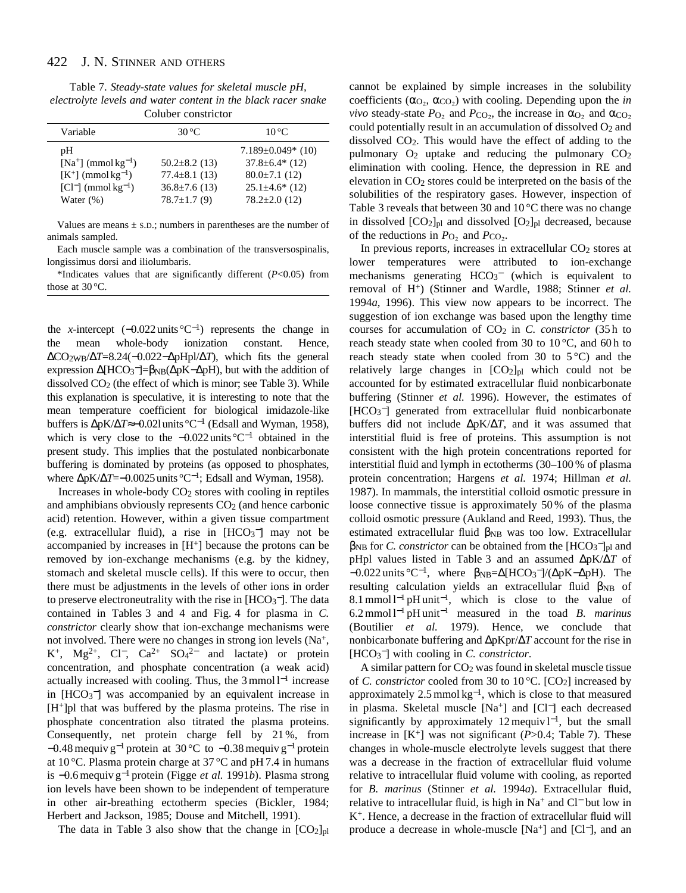Table 7. *Steady-state values for skeletal muscle pH, electrolyte levels and water content in the black racer snake* Coluber constrictor

| Variable | 30 °C | 10 °C |
|---|---|---|
| pH | | 7.189±0.049* (10) |
| $[Na^+]$ (mmol kg$^{-1}$) | 50.2±8.2 (13) | 37.8±6.4* (12) |
| $[K^+]$ (mmol kg$^{-1}$) | 77.4±8.1 (13) | 80.0±7.1 (12) |
| $[Cl^-]$ (mmol kg$^{-1}$) | 36.8±7.6 (13) | 25.1±4.6* (12) |
| Water (%) | 78.7±1.7 (9) | 78.2±2.0 (12) |

Values are means ± S.D.; numbers in parentheses are the number of animals sampled.

Each muscle sample was a combination of the transversospinalis, longissimus dorsi and iliolumbaris.

*Indicates values that are significantly different ($P$<0.05) from those at 30 °C.

the $x$-intercept (−0.022 units °C$^{-1}$) represents the change in the mean whole-body ionization constant. Hence, $\Delta CO_{2WB}/\Delta T$=8.24(−0.022−$\Delta$pHpl/$\Delta T$), which fits the general expression $\Delta[HCO_3^-]=\beta_{NB}(\Delta pK-\Delta pH)$, but with the addition of dissolved $CO_2$ (the effect of which is minor; see Table 3). While this explanation is speculative, it is interesting to note that the mean temperature coefficient for biological imidazole-like buffers is $\Delta pK/\Delta T\approx$−0.02l units °C$^{-1}$ (Edsall and Wyman, 1958), which is very close to the −0.022 units °C$^{-1}$ obtained in the present study. This implies that the postulated nonbicarbonate buffering is dominated by proteins (as opposed to phosphates, where $\Delta pK/\Delta T$=−0.0025 units °C$^{-1}$; Edsall and Wyman, 1958).

Increases in whole-body $CO_2$ stores with cooling in reptiles and amphibians obviously represents $CO_2$ (and hence carbonic acid) retention. However, within a given tissue compartment (e.g. extracellular fluid), a rise in $[HCO_3^-]$ may not be accompanied by increases in $[H^+]$ because the protons can be removed by ion-exchange mechanisms (e.g. by the kidney, stomach and skeletal muscle cells). If this were to occur, then there must be adjustments in the levels of other ions in order to preserve electroneutrality with the rise in $[HCO_3^-]$. The data contained in Tables 3 and 4 and Fig. 4 for plasma in *C. constrictor* clearly show that ion-exchange mechanisms were not involved. There were no changes in strong ion levels ($Na^+$, $K^+$, $Mg^{2+}$, $Cl^-$, $Ca^{2+}$ $SO_4^{2-}$ and lactate) or protein concentration, and phosphate concentration (a weak acid) actually increased with cooling. Thus, the 3 mmol l$^{-1}$ increase in $[HCO_3^-]$ was accompanied by an equivalent increase in $[H^+]$pl that was buffered by the plasma proteins. The rise in phosphate concentration also titrated the plasma proteins. Consequently, net protein charge fell by 21 %, from −0.48 mequiv g$^{-1}$ protein at 30 °C to −0.38 mequiv g$^{-1}$ protein at 10 °C. Plasma protein charge at 37 °C and pH 7.4 in humans is −0.6 mequiv g$^{-1}$ protein (Figge *et al.* 1991*b*). Plasma strong ion levels have been shown to be independent of temperature in other air-breathing ectotherm species (Bickler, 1984; Herbert and Jackson, 1985; Douse and Mitchell, 1991).

The data in Table 3 also show that the change in $[CO_2]_{pl}$ cannot be explained by simple increases in the solubility coefficients ($\alpha_{O_2}$, $\alpha_{CO_2}$) with cooling. Depending upon the *in vivo* steady-state $P_{O_2}$ and $P_{CO_2}$, the increase in $\alpha_{O_2}$ and $\alpha_{CO_2}$ could potentially result in an accumulation of dissolved $O_2$ and dissolved $CO_2$. This would have the effect of adding to the pulmonary $O_2$ uptake and reducing the pulmonary $CO_2$ elimination with cooling. Hence, the depression in RE and elevation in $CO_2$ stores could be interpreted on the basis of the solubilities of the respiratory gases. However, inspection of Table 3 reveals that between 30 and 10 °C there was no change in dissolved $[CO_2]_{pl}$ and dissolved $[O_2]_{pl}$ decreased, because of the reductions in $P_{O_2}$ and $P_{CO_2}$.

In previous reports, increases in extracellular $CO_2$ stores at lower temperatures were attributed to ion-exchange mechanisms generating $HCO_3^-$ (which is equivalent to removal of $H^+$) (Stinner and Wardle, 1988; Stinner *et al.* 1994*a*, 1996). This view now appears to be incorrect. The suggestion of ion exchange was based upon the lengthy time courses for accumulation of $CO_2$ in *C. constrictor* (35 h to reach steady state when cooled from 30 to 10 °C, and 60 h to reach steady state when cooled from 30 to 5 °C) and the relatively large changes in $[CO_2]_{pl}$ which could not be accounted for by estimated extracellular fluid nonbicarbonate buffering (Stinner *et al.* 1996). However, the estimates of $[HCO_3^-]$ generated from extracellular fluid nonbicarbonate buffers did not include $\Delta pK/\Delta T$, and it was assumed that interstitial fluid is free of proteins. This assumption is not consistent with the high protein concentrations reported for interstitial fluid and lymph in ectotherms (30–100 % of plasma protein concentration; Hargens *et al.* 1974; Hillman *et al.* 1987). In mammals, the interstitial colloid osmotic pressure in loose connective tissue is approximately 50 % of the plasma colloid osmotic pressure (Aukland and Reed, 1993). Thus, the estimated extracellular fluid $\beta_{NB}$ was too low. Extracellular $\beta_{NB}$ for *C. constrictor* can be obtained from the $[HCO_3^-]_{pl}$ and pHpl values listed in Table 3 and an assumed $\Delta pK/\Delta T$ of −0.022 units °C$^{-1}$, where $\beta_{NB}=\Delta[HCO_3^-]/(\Delta pK-\Delta pH)$. The resulting calculation yields an extracellular fluid $\beta_{NB}$ of 8.1 mmol l$^{-1}$ pH unit$^{-1}$, which is close to the value of 6.2 mmol l$^{-1}$ pH unit$^{-1}$ measured in the toad *B. marinus* (Boutilier *et al.* 1979). Hence, we conclude that nonbicarbonate buffering and $\Delta pKpr/\Delta T$ account for the rise in $[HCO_3^-]$ with cooling in *C. constrictor*.

A similar pattern for $CO_2$ was found in skeletal muscle tissue of *C. constrictor* cooled from 30 to 10 °C. $[CO_2]$ increased by approximately 2.5 mmol kg$^{-1}$, which is close to that measured in plasma. Skeletal muscle $[Na^+]$ and $[Cl^-]$ each decreased significantly by approximately 12 mequiv l$^{-1}$, but the small increase in $[K^+]$ was not significant ($P$>0.4; Table 7). These changes in whole-muscle electrolyte levels suggest that there was a decrease in the fraction of extracellular fluid volume relative to intracellular fluid volume with cooling, as reported for *B. marinus* (Stinner *et al.* 1994*a*). Extracellular fluid, relative to intracellular fluid, is high in $Na^+$ and $Cl^-$ but low in $K^+$. Hence, a decrease in the fraction of extracellular fluid will produce a decrease in whole-muscle $[Na^+]$ and $[Cl^-]$, and an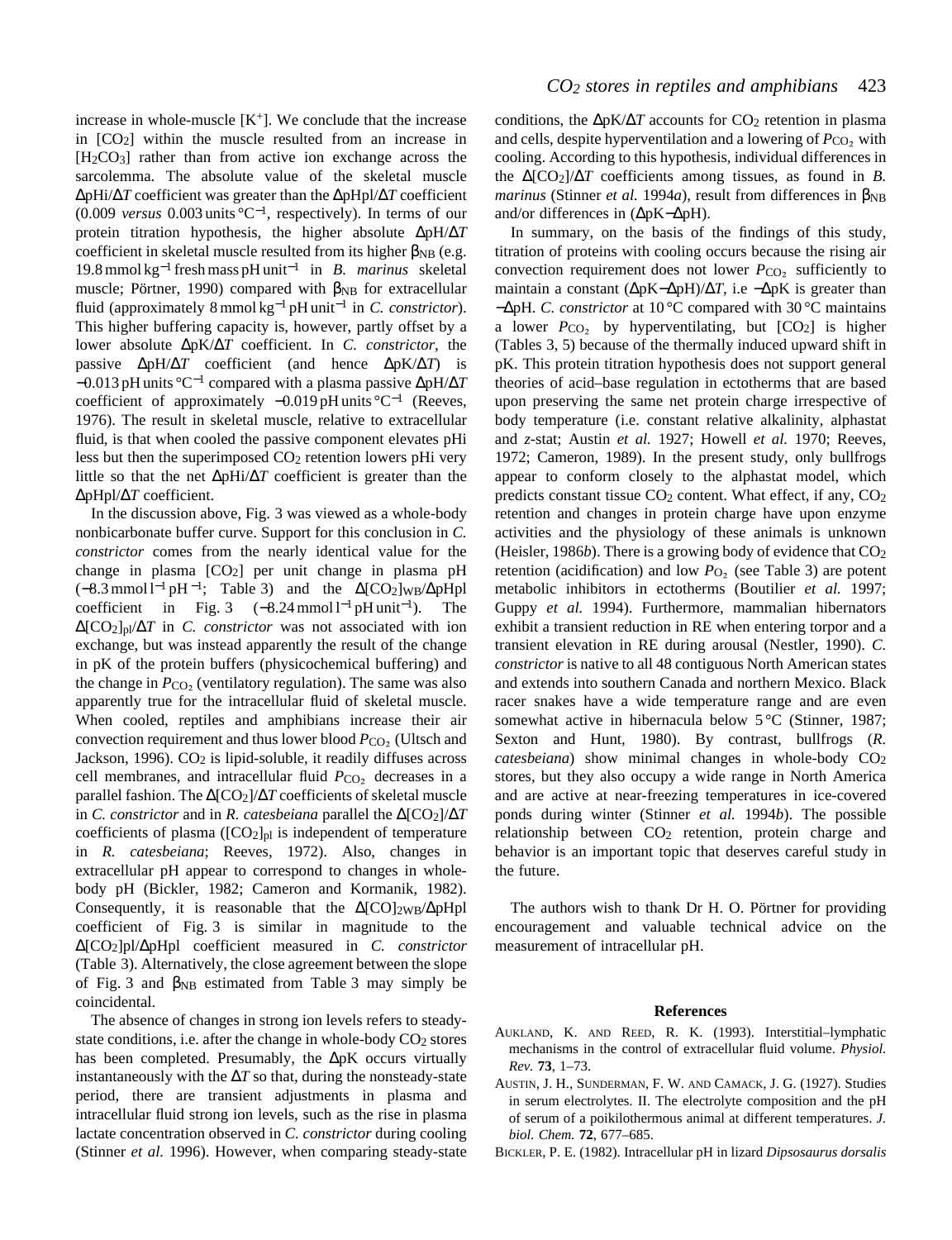increase in whole-muscle [$K^+$]. We conclude that the increase in [$CO_2$] within the muscle resulted from an increase in [$H_2CO_3$] rather than from active ion exchange across the sarcolemma. The absolute value of the skeletal muscle $\Delta$pHi/$\Delta T$ coefficient was greater than the $\Delta$pHpl/$\Delta T$ coefficient (0.009 *versus* 0.003 units °C$^{-1}$, respectively). In terms of our protein titration hypothesis, the higher absolute $\Delta$pH/$\Delta T$ coefficient in skeletal muscle resulted from its higher $\beta_{NB}$ (e.g. 19.8 mmol kg$^{-1}$ fresh mass pH unit$^{-1}$ in *B. marinus* skeletal muscle; Pörtner, 1990) compared with $\beta_{NB}$ for extracellular fluid (approximately 8 mmol kg$^{-1}$ pH unit$^{-1}$ in *C. constrictor*). This higher buffering capacity is, however, partly offset by a lower absolute $\Delta$pK/$\Delta T$ coefficient. In *C. constrictor*, the passive $\Delta$pH/$\Delta T$ coefficient (and hence $\Delta$pK/$\Delta T$) is −0.013 pH units °C$^{-1}$ compared with a plasma passive $\Delta$pH/$\Delta T$ coefficient of approximately −0.019 pH units °C$^{-1}$ (Reeves, 1976). The result in skeletal muscle, relative to extracellular fluid, is that when cooled the passive component elevates pHi less but then the superimposed $CO_2$ retention lowers pHi very little so that the net $\Delta$pHi/$\Delta T$ coefficient is greater than the $\Delta$pHpl/$\Delta T$ coefficient.

In the discussion above, Fig. 3 was viewed as a whole-body nonbicarbonate buffer curve. Support for this conclusion in *C. constrictor* comes from the nearly identical value for the change in plasma [$CO_2$] per unit change in plasma pH (−8.3 mmol l$^{-1}$ pH$^{-1}$; Table 3) and the $\Delta[CO_2]_{WB}$/$\Delta$pHpl coefficient in Fig. 3 (−8.24 mmol l$^{-1}$ pH unit$^{-1}$). The $\Delta[CO_2]_{pl}$/$\Delta T$ in *C. constrictor* was not associated with ion exchange, but was instead apparently the result of the change in pK of the protein buffers (physicochemical buffering) and the change in $P_{CO_2}$ (ventilatory regulation). The same was also apparently true for the intracellular fluid of skeletal muscle. When cooled, reptiles and amphibians increase their air convection requirement and thus lower blood $P_{CO_2}$ (Ultsch and Jackson, 1996). $CO_2$ is lipid-soluble, it readily diffuses across cell membranes, and intracellular fluid $P_{CO_2}$ decreases in a parallel fashion. The $\Delta[CO_2]$/$\Delta T$ coefficients of skeletal muscle in *C. constrictor* and in *R. catesbeiana* parallel the $\Delta[CO_2]$/$\Delta T$ coefficients of plasma ($[CO_2]_{pl}$ is independent of temperature in *R. catesbeiana*; Reeves, 1972). Also, changes in extracellular pH appear to correspond to changes in whole-body pH (Bickler, 1982; Cameron and Kormanik, 1982). Consequently, it is reasonable that the $\Delta[CO]_{2WB}$/$\Delta$pHpl coefficient of Fig. 3 is similar in magnitude to the $\Delta[CO_2]$pl/$\Delta$pHpl coefficient measured in *C. constrictor* (Table 3). Alternatively, the close agreement between the slope of Fig. 3 and $\beta_{NB}$ estimated from Table 3 may simply be coincidental.

The absence of changes in strong ion levels refers to steady-state conditions, i.e. after the change in whole-body $CO_2$ stores has been completed. Presumably, the $\Delta$pK occurs virtually instantaneously with the $\Delta T$ so that, during the nonsteady-state period, there are transient adjustments in plasma and intracellular fluid strong ion levels, such as the rise in plasma lactate concentration observed in *C. constrictor* during cooling (Stinner *et al.* 1996). However, when comparing steady-state conditions, the $\Delta$pK/$\Delta T$ accounts for $CO_2$ retention in plasma and cells, despite hyperventilation and a lowering of $P_{CO_2}$ with cooling. According to this hypothesis, individual differences in the $\Delta[CO_2]$/$\Delta T$ coefficients among tissues, as found in *B. marinus* (Stinner *et al.* 1994*a*), result from differences in $\beta_{NB}$ and/or differences in ($\Delta$pK−$\Delta$pH).

In summary, on the basis of the findings of this study, titration of proteins with cooling occurs because the rising air convection requirement does not lower $P_{CO_2}$ sufficiently to maintain a constant ($\Delta$pK−$\Delta$pH)/$\Delta T$, i.e −$\Delta$pK is greater than −$\Delta$pH. *C. constrictor* at 10 °C compared with 30 °C maintains a lower $P_{CO_2}$ by hyperventilating, but [$CO_2$] is higher (Tables 3, 5) because of the thermally induced upward shift in pK. This protein titration hypothesis does not support general theories of acid–base regulation in ectotherms that are based upon preserving the same net protein charge irrespective of body temperature (i.e. constant relative alkalinity, alphastat and *z*-stat; Austin *et al.* 1927; Howell *et al.* 1970; Reeves, 1972; Cameron, 1989). In the present study, only bullfrogs appear to conform closely to the alphastat model, which predicts constant tissue $CO_2$ content. What effect, if any, $CO_2$ retention and changes in protein charge have upon enzyme activities and the physiology of these animals is unknown (Heisler, 1986*b*). There is a growing body of evidence that $CO_2$ retention (acidification) and low $P_{O_2}$ (see Table 3) are potent metabolic inhibitors in ectotherms (Boutilier *et al.* 1997; Guppy *et al.* 1994). Furthermore, mammalian hibernators exhibit a transient reduction in RE when entering torpor and a transient elevation in RE during arousal (Nestler, 1990). *C. constrictor* is native to all 48 contiguous North American states and extends into southern Canada and northern Mexico. Black racer snakes have a wide temperature range and are even somewhat active in hibernacula below 5 °C (Stinner, 1987; Sexton and Hunt, 1980). By contrast, bullfrogs (*R. catesbeiana*) show minimal changes in whole-body $CO_2$ stores, but they also occupy a wide range in North America and are active at near-freezing temperatures in ice-covered ponds during winter (Stinner *et al.* 1994*b*). The possible relationship between $CO_2$ retention, protein charge and behavior is an important topic that deserves careful study in the future.

The authors wish to thank Dr H. O. Pörtner for providing encouragement and valuable technical advice on the measurement of intracellular pH.

## References

AUKLAND, K. AND REED, R. K. (1993). Interstitial–lymphatic mechanisms in the control of extracellular fluid volume. *Physiol. Rev.* **73**, 1–73.

AUSTIN, J. H., SUNDERMAN, F. W. AND CAMACK, J. G. (1927). Studies in serum electrolytes. II. The electrolyte composition and the pH of serum of a poikilothermous animal at different temperatures. *J. biol. Chem.* **72**, 677–685.

BICKLER, P. E. (1982). Intracellular pH in lizard *Dipsosaurus dorsalis*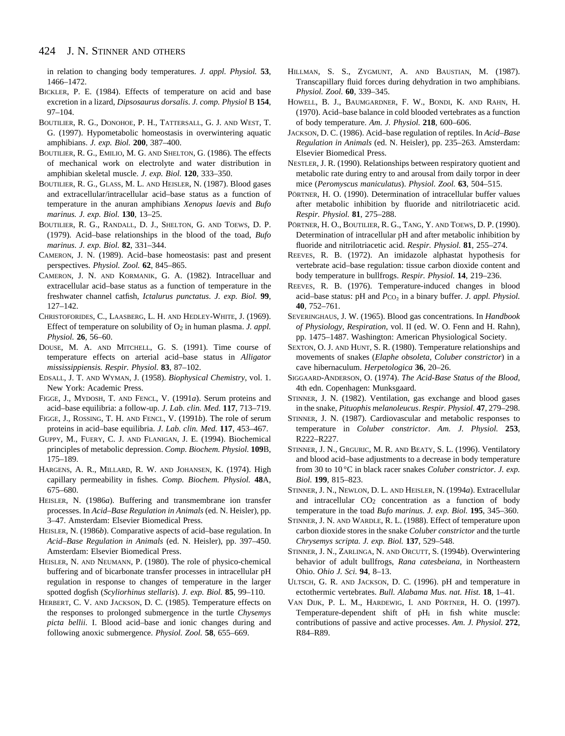in relation to changing body temperatures. *J. appl. Physiol.* **53**, 1466–1472.

BICKLER, P. E. (1984). Effects of temperature on acid and base excretion in a lizard, *Dipsosaurus dorsalis*. *J. comp. Physiol* B **154**, 97–104.

BOUTILIER, R. G., DONOHOE, P. H., TATTERSALL, G. J. AND WEST, T. G. (1997). Hypometabolic homeostasis in overwintering aquatic amphibians. *J. exp. Biol.* **200**, 387–400.

BOUTILIER, R. G., EMILIO, M. G. AND SHELTON, G. (1986). The effects of mechanical work on electrolyte and water distribution in amphibian skeletal muscle. *J. exp. Biol.* **120**, 333–350.

BOUTILIER, R. G., GLASS, M. L. AND HEISLER, N. (1987). Blood gases and extracellular/intracellular acid–base status as a function of temperature in the anuran amphibians *Xenopus laevis* and *Bufo marinus. J. exp. Biol.* **130**, 13–25.

BOUTILIER, R. G., RANDALL, D. J., SHELTON, G. AND TOEWS, D. P. (1979). Acid–base relationships in the blood of the toad, *Bufo marinus*. *J. exp. Biol.* **82**, 331–344.

CAMERON, J. N. (1989). Acid–base homeostasis: past and present perspectives. *Physiol. Zool.* **62**, 845–865.

CAMERON, J. N. AND KORMANIK, G. A. (1982). Intracelluar and extracellular acid–base status as a function of temperature in the freshwater channel catfish, *Ictalurus punctatus*. *J. exp. Biol.* **99**, 127–142.

CHRISTOFORIDES, C., LAASBERG, L. H. AND HEDLEY-WHITE, J. (1969). Effect of temperature on solubility of $O_2$ in human plasma. *J. appl. Physiol.* **26**, 56–60.

DOUSE, M. A. AND MITCHELL, G. S. (1991). Time course of temperature effects on arterial acid–base status in *Alligator mississippiensis. Respir. Physiol.* **83**, 87–102.

EDSALL, J. T. AND WYMAN, J. (1958). *Biophysical Chemistry*, vol. 1. New York: Academic Press.

FIGGE, J., MYDOSH, T. AND FENCL, V. (1991*a*). Serum proteins and acid–base equilibria: a follow-up. *J. Lab. clin. Med.* **117**, 713–719.

FIGGE, J., ROSSING, T. H. AND FENCL, V. (1991*b*). The role of serum proteins in acid–base equilibria. *J. Lab. clin. Med.* **117**, 453–467.

GUPPY, M., FUERY, C. J. AND FLANIGAN, J. E. (1994). Biochemical principles of metabolic depression. *Comp. Biochem. Physiol.* **109**B, 175–189.

HARGENS, A. R., MILLARD, R. W. AND JOHANSEN, K. (1974). High capillary permeability in fishes. *Comp. Biochem. Physiol.* **48**A, 675–680.

HEISLER, N. (1986*a*). Buffering and transmembrane ion transfer processes. In *Acid–Base Regulation in Animals* (ed. N. Heisler), pp. 3–47. Amsterdam: Elsevier Biomedical Press.

HEISLER, N. (1986*b*). Comparative aspects of acid–base regulation. In *Acid–Base Regulation in Animals* (ed. N. Heisler), pp. 397–450. Amsterdam: Elsevier Biomedical Press.

HEISLER, N. AND NEUMANN, P. (1980). The role of physico-chemical buffering and of bicarbonate transfer processes in intracellular pH regulation in response to changes of temperature in the larger spotted dogfish (*Scyliorhinus stellaris*). *J. exp. Biol.* **85**, 99–110.

HERBERT, C. V. AND JACKSON, D. C. (1985). Temperature effects on the responses to prolonged submergence in the turtle *Chysemys picta bellii*. I. Blood acid–base and ionic changes during and following anoxic submergence. *Physiol. Zool.* **58**, 655–669.

HILLMAN, S. S., ZYGMUNT, A. AND BAUSTIAN, M. (1987). Transcapillary fluid forces during dehydration in two amphibians. *Physiol. Zool.* **60**, 339–345.

HOWELL, B. J., BAUMGARDNER, F. W., BONDI, K. AND RAHN, H. (1970). Acid–base balance in cold blooded vertebrates as a function of body temperature. *Am. J. Physiol.* **218**, 600–606.

JACKSON, D. C. (1986). Acid–base regulation of reptiles. In *Acid–Base Regulation in Animals* (ed. N. Heisler), pp. 235–263. Amsterdam: Elsevier Biomedical Press.

NESTLER, J. R. (1990). Relationships between respiratory quotient and metabolic rate during entry to and arousal from daily torpor in deer mice (*Peromyscus maniculatus*). *Physiol. Zool.* **63**, 504–515.

PÖRTNER, H. O. (1990). Determination of intracellular buffer values after metabolic inhibition by fluoride and nitrilotriacetic acid. *Respir. Physiol.* **81**, 275–288.

PÖRTNER, H. O., BOUTILIER, R. G., TANG, Y. AND TOEWS, D. P. (1990). Determination of intracellular pH and after metabolic inhibition by fluoride and nitrilotriacetic acid. *Respir. Physiol.* **81**, 255–274.

REEVES, R. B. (1972). An imidazole alphastat hypothesis for vertebrate acid–base regulation: tissue carbon dioxide content and body temperature in bullfrogs. *Respir. Physiol.* **14**, 219–236.

REEVES, R. B. (1976). Temperature-induced changes in blood acid–base status: pH and $P_{CO_2}$ in a binary buffer. *J. appl. Physiol.* **40**, 752–761.

SEVERINGHAUS, J. W. (1965). Blood gas concentrations. In *Handbook of Physiology, Respiration*, vol. II (ed. W. O. Fenn and H. Rahn), pp. 1475–1487. Washington: American Physiological Society.

SEXTON, O. J. AND HUNT, S. R. (1980). Temperature relationships and movements of snakes (*Elaphe obsoleta, Coluber constrictor*) in a cave hibernaculum. *Herpetologica* **36**, 20–26.

SIGGAARD-ANDERSON, O. (1974). *The Acid-Base Status of the Blood*, 4th edn. Copenhagen: Munksgaard.

STINNER, J. N. (1982). Ventilation, gas exchange and blood gases in the snake, *Pituophis melanoleucus*. *Respir. Physiol.* **47**, 279–298.

STINNER, J. N. (1987). Cardiovascular and metabolic responses to temperature in *Coluber constrictor*. *Am. J. Physiol.* **253**, R222–R227.

STINNER, J. N., GRGURIC, M. R. AND BEATY, S. L. (1996). Ventilatory and blood acid–base adjustments to a decrease in body temperature from 30 to 10 °C in black racer snakes *Coluber constrictor*. *J. exp. Biol.* **199**, 815–823.

STINNER, J. N., NEWLON, D. L. AND HEISLER, N. (1994*a*). Extracellular and intracellular $CO_2$ concentration as a function of body temperature in the toad *Bufo marinus*. *J. exp. Biol.* **195**, 345–360.

STINNER, J. N. AND WARDLE, R. L. (1988). Effect of temperature upon carbon dioxide stores in the snake *Coluber constrictor* and the turtle *Chrysemys scripta. J. exp. Biol.* **137**, 529–548.

STINNER, J. N., ZARLINGA, N. AND ORCUTT, S. (1994*b*). Overwintering behavior of adult bullfrogs, *Rana catesbeiana*, in Northeastern Ohio. *Ohio J. Sci.* **94**, 8–13.

ULTSCH, G. R. AND JACKSON, D. C. (1996). pH and temperature in ectothermic vertebrates. *Bull. Alabama Mus. nat. Hist.* **18**, 1–41.

VAN DIJK, P. L. M., HARDEWIG, I. AND PÖRTNER, H. O. (1997). Temperature-dependent shift of $pH_i$ in fish white muscle: contributions of passive and active processes. *Am. J. Physiol.* **272**, R84–R89.